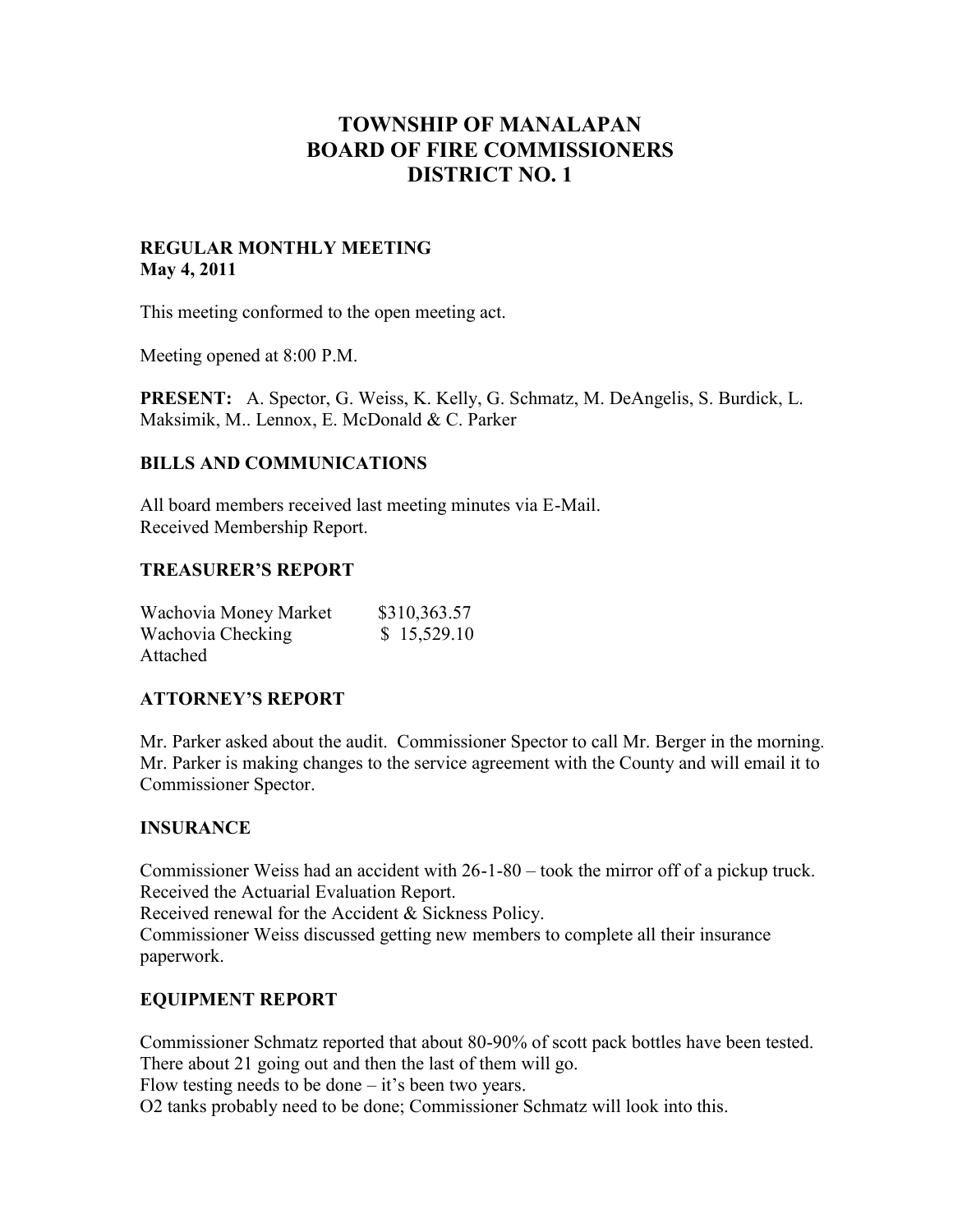# TOWNSHIP OF MANALAPAN
# BOARD OF FIRE COMMISSIONERS
# DISTRICT NO. 1

**REGULAR MONTHLY MEETING**
**May 4, 2011**

This meeting conformed to the open meeting act.

Meeting opened at 8:00 P.M.

**PRESENT:** A. Spector, G. Weiss, K. Kelly, G. Schmatz, M. DeAngelis, S. Burdick, L. Maksimik, M.. Lennox, E. McDonald & C. Parker

## BILLS AND COMMUNICATIONS

All board members received last meeting minutes via E-Mail.
Received Membership Report.

## TREASURER'S REPORT

| | |
|---|---|
| Wachovia Money Market | $310,363.57 |
| Wachovia Checking | $ 15,529.10 |

Attached

## ATTORNEY'S REPORT

Mr. Parker asked about the audit. Commissioner Spector to call Mr. Berger in the morning. Mr. Parker is making changes to the service agreement with the County and will email it to Commissioner Spector.

## INSURANCE

Commissioner Weiss had an accident with 26-1-80 – took the mirror off of a pickup truck.
Received the Actuarial Evaluation Report.
Received renewal for the Accident & Sickness Policy.
Commissioner Weiss discussed getting new members to complete all their insurance paperwork.

## EQUIPMENT REPORT

Commissioner Schmatz reported that about 80-90% of scott pack bottles have been tested. There about 21 going out and then the last of them will go.
Flow testing needs to be done – it's been two years.
O2 tanks probably need to be done; Commissioner Schmatz will look into this.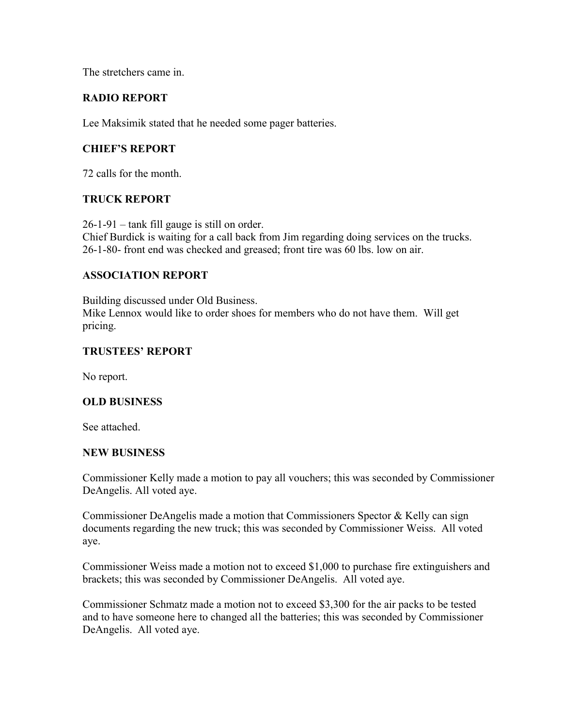The stretchers came in.

## RADIO REPORT

Lee Maksimik stated that he needed some pager batteries.

## CHIEF'S REPORT

72 calls for the month.

## TRUCK REPORT

26-1-91 – tank fill gauge is still on order.
Chief Burdick is waiting for a call back from Jim regarding doing services on the trucks.
26-1-80- front end was checked and greased; front tire was 60 lbs. low on air.

## ASSOCIATION REPORT

Building discussed under Old Business.
Mike Lennox would like to order shoes for members who do not have them. Will get pricing.

## TRUSTEES' REPORT

No report.

## OLD BUSINESS

See attached.

## NEW BUSINESS

Commissioner Kelly made a motion to pay all vouchers; this was seconded by Commissioner DeAngelis. All voted aye.

Commissioner DeAngelis made a motion that Commissioners Spector & Kelly can sign documents regarding the new truck; this was seconded by Commissioner Weiss. All voted aye.

Commissioner Weiss made a motion not to exceed $1,000 to purchase fire extinguishers and brackets; this was seconded by Commissioner DeAngelis. All voted aye.

Commissioner Schmatz made a motion not to exceed $3,300 for the air packs to be tested and to have someone here to changed all the batteries; this was seconded by Commissioner DeAngelis. All voted aye.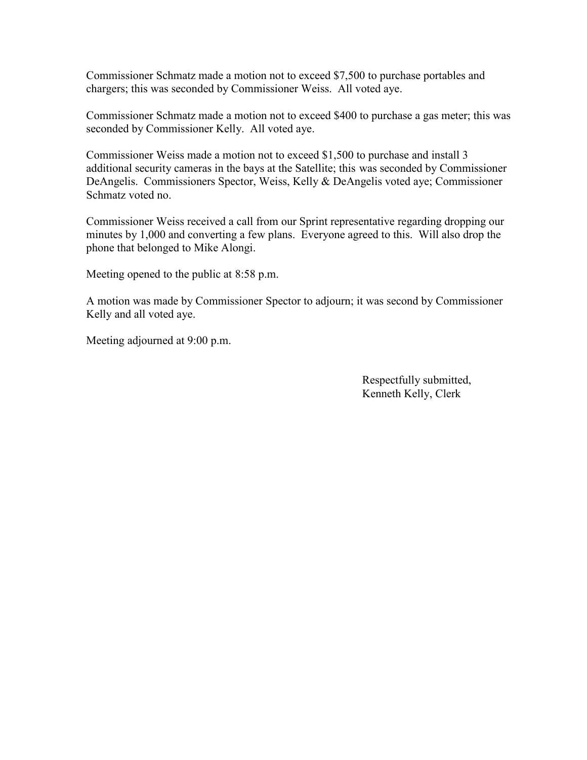Commissioner Schmatz made a motion not to exceed $7,500 to purchase portables and chargers; this was seconded by Commissioner Weiss. All voted aye.

Commissioner Schmatz made a motion not to exceed $400 to purchase a gas meter; this was seconded by Commissioner Kelly. All voted aye.

Commissioner Weiss made a motion not to exceed $1,500 to purchase and install 3 additional security cameras in the bays at the Satellite; this was seconded by Commissioner DeAngelis. Commissioners Spector, Weiss, Kelly & DeAngelis voted aye; Commissioner Schmatz voted no.

Commissioner Weiss received a call from our Sprint representative regarding dropping our minutes by 1,000 and converting a few plans. Everyone agreed to this. Will also drop the phone that belonged to Mike Alongi.

Meeting opened to the public at 8:58 p.m.

A motion was made by Commissioner Spector to adjourn; it was second by Commissioner Kelly and all voted aye.

Meeting adjourned at 9:00 p.m.

Respectfully submitted,
Kenneth Kelly, Clerk